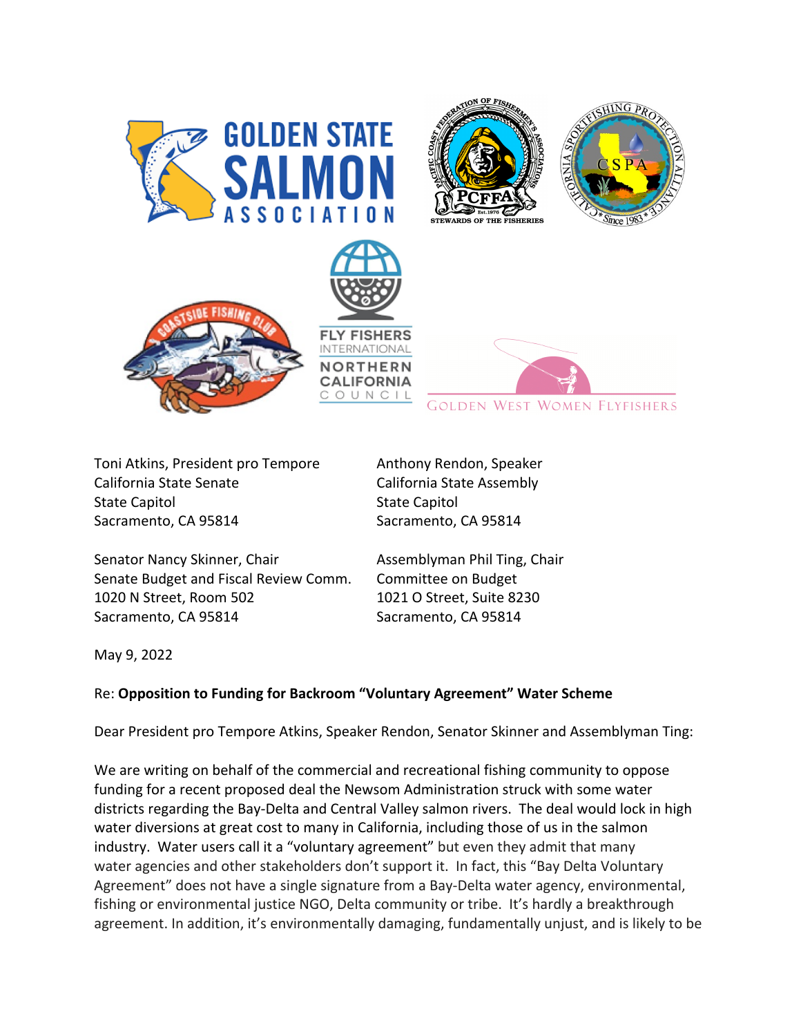GOLDEN STATE SALMON ASSOCIATION

Toni Atkins, President pro Tempore
California State Senate
State Capitol
Sacramento, CA 95814

Anthony Rendon, Speaker
California State Assembly
State Capitol
Sacramento, CA 95814

Senator Nancy Skinner, Chair
Senate Budget and Fiscal Review Comm.
1020 N Street, Room 502
Sacramento, CA 95814

Assemblyman Phil Ting, Chair
Committee on Budget
1021 O Street, Suite 8230
Sacramento, CA 95814

May 9, 2022

Re: **Opposition to Funding for Backroom "Voluntary Agreement" Water Scheme**

Dear President pro Tempore Atkins, Speaker Rendon, Senator Skinner and Assemblyman Ting:

We are writing on behalf of the commercial and recreational fishing community to oppose funding for a recent proposed deal the Newsom Administration struck with some water districts regarding the Bay-Delta and Central Valley salmon rivers. The deal would lock in high water diversions at great cost to many in California, including those of us in the salmon industry. Water users call it a "voluntary agreement" but even they admit that many water agencies and other stakeholders don't support it. In fact, this "Bay Delta Voluntary Agreement" does not have a single signature from a Bay-Delta water agency, environmental, fishing or environmental justice NGO, Delta community or tribe. It's hardly a breakthrough agreement. In addition, it's environmentally damaging, fundamentally unjust, and is likely to be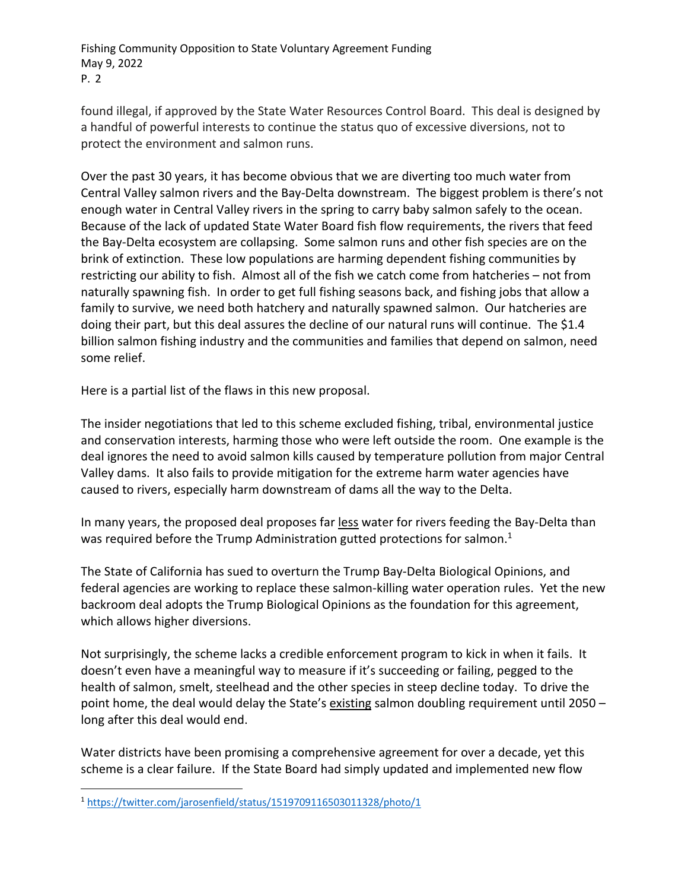found illegal, if approved by the State Water Resources Control Board. This deal is designed by a handful of powerful interests to continue the status quo of excessive diversions, not to protect the environment and salmon runs.

Over the past 30 years, it has become obvious that we are diverting too much water from Central Valley salmon rivers and the Bay-Delta downstream. The biggest problem is there's not enough water in Central Valley rivers in the spring to carry baby salmon safely to the ocean. Because of the lack of updated State Water Board fish flow requirements, the rivers that feed the Bay-Delta ecosystem are collapsing. Some salmon runs and other fish species are on the brink of extinction. These low populations are harming dependent fishing communities by restricting our ability to fish. Almost all of the fish we catch come from hatcheries – not from naturally spawning fish. In order to get full fishing seasons back, and fishing jobs that allow a family to survive, we need both hatchery and naturally spawned salmon. Our hatcheries are doing their part, but this deal assures the decline of our natural runs will continue. The $1.4 billion salmon fishing industry and the communities and families that depend on salmon, need some relief.

Here is a partial list of the flaws in this new proposal.

The insider negotiations that led to this scheme excluded fishing, tribal, environmental justice and conservation interests, harming those who were left outside the room. One example is the deal ignores the need to avoid salmon kills caused by temperature pollution from major Central Valley dams. It also fails to provide mitigation for the extreme harm water agencies have caused to rivers, especially harm downstream of dams all the way to the Delta.

In many years, the proposed deal proposes far <u>less</u> water for rivers feeding the Bay-Delta than was required before the Trump Administration gutted protections for salmon.[1]

The State of California has sued to overturn the Trump Bay-Delta Biological Opinions, and federal agencies are working to replace these salmon-killing water operation rules. Yet the new backroom deal adopts the Trump Biological Opinions as the foundation for this agreement, which allows higher diversions.

Not surprisingly, the scheme lacks a credible enforcement program to kick in when it fails. It doesn't even have a meaningful way to measure if it's succeeding or failing, pegged to the health of salmon, smelt, steelhead and the other species in steep decline today. To drive the point home, the deal would delay the State's <u>existing</u> salmon doubling requirement until 2050 – long after this deal would end.

Water districts have been promising a comprehensive agreement for over a decade, yet this scheme is a clear failure. If the State Board had simply updated and implemented new flow

[1] https://twitter.com/jarosenfield/status/1519709116503011328/photo/1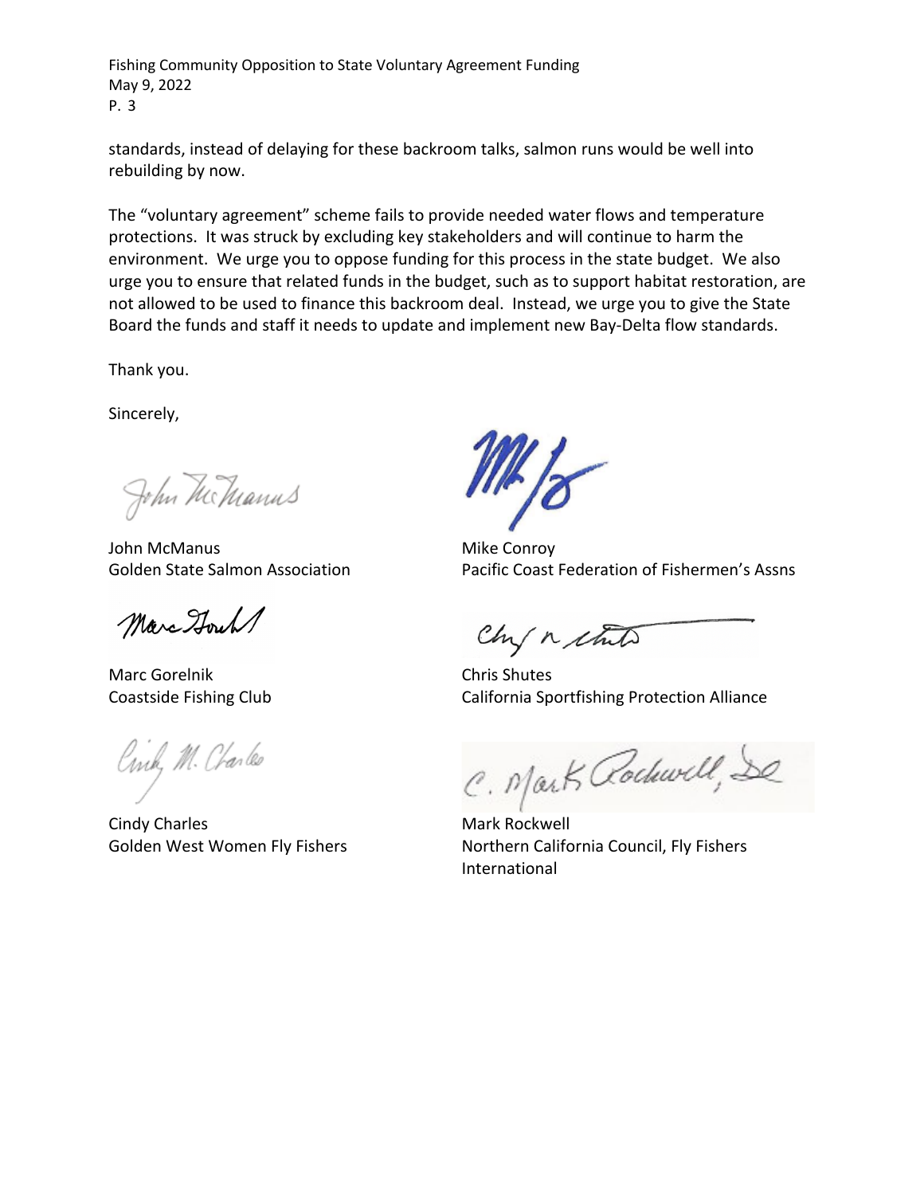standards, instead of delaying for these backroom talks, salmon runs would be well into rebuilding by now.

The "voluntary agreement" scheme fails to provide needed water flows and temperature protections. It was struck by excluding key stakeholders and will continue to harm the environment. We urge you to oppose funding for this process in the state budget. We also urge you to ensure that related funds in the budget, such as to support habitat restoration, are not allowed to be used to finance this backroom deal. Instead, we urge you to give the State Board the funds and staff it needs to update and implement new Bay-Delta flow standards.

Thank you.

Sincerely,

John McManus
Golden State Salmon Association

Mike Conroy
Pacific Coast Federation of Fishermen's Assns

Marc Gorelnik
Coastside Fishing Club

Chris Shutes
California Sportfishing Protection Alliance

Cindy Charles
Golden West Women Fly Fishers

Mark Rockwell
Northern California Council, Fly Fishers International